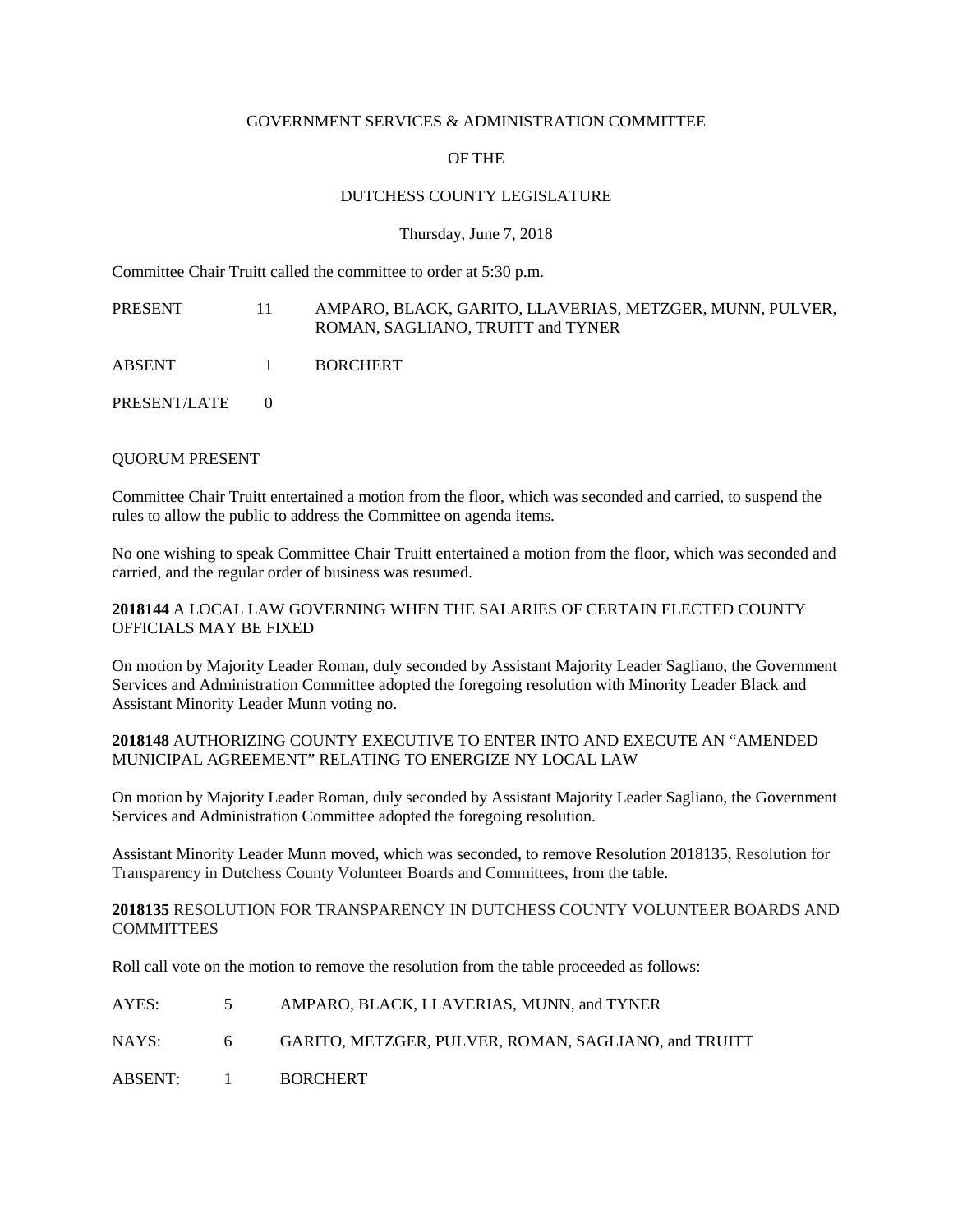GOVERNMENT SERVICES & ADMINISTRATION COMMITTEE

OF THE

DUTCHESS COUNTY LEGISLATURE

Thursday, June 7, 2018

Committee Chair Truitt called the committee to order at 5:30 p.m.

| | | |
|---|---|---|
| PRESENT | 11 | AMPARO, BLACK, GARITO, LLAVERIAS, METZGER, MUNN, PULVER, ROMAN, SAGLIANO, TRUITT and TYNER |
| ABSENT | 1 | BORCHERT |
| PRESENT/LATE | 0 | |

QUORUM PRESENT

Committee Chair Truitt entertained a motion from the floor, which was seconded and carried, to suspend the rules to allow the public to address the Committee on agenda items.

No one wishing to speak Committee Chair Truitt entertained a motion from the floor, which was seconded and carried, and the regular order of business was resumed.

**2018144** A LOCAL LAW GOVERNING WHEN THE SALARIES OF CERTAIN ELECTED COUNTY OFFICIALS MAY BE FIXED

On motion by Majority Leader Roman, duly seconded by Assistant Majority Leader Sagliano, the Government Services and Administration Committee adopted the foregoing resolution with Minority Leader Black and Assistant Minority Leader Munn voting no.

**2018148** AUTHORIZING COUNTY EXECUTIVE TO ENTER INTO AND EXECUTE AN "AMENDED MUNICIPAL AGREEMENT" RELATING TO ENERGIZE NY LOCAL LAW

On motion by Majority Leader Roman, duly seconded by Assistant Majority Leader Sagliano, the Government Services and Administration Committee adopted the foregoing resolution.

Assistant Minority Leader Munn moved, which was seconded, to remove Resolution 2018135, Resolution for Transparency in Dutchess County Volunteer Boards and Committees, from the table.

**2018135** RESOLUTION FOR TRANSPARENCY IN DUTCHESS COUNTY VOLUNTEER BOARDS AND COMMITTEES

Roll call vote on the motion to remove the resolution from the table proceeded as follows:

| | | |
|---|---|---|
| AYES: | 5 | AMPARO, BLACK, LLAVERIAS, MUNN, and TYNER |
| NAYS: | 6 | GARITO, METZGER, PULVER, ROMAN, SAGLIANO, and TRUITT |
| ABSENT: | 1 | BORCHERT |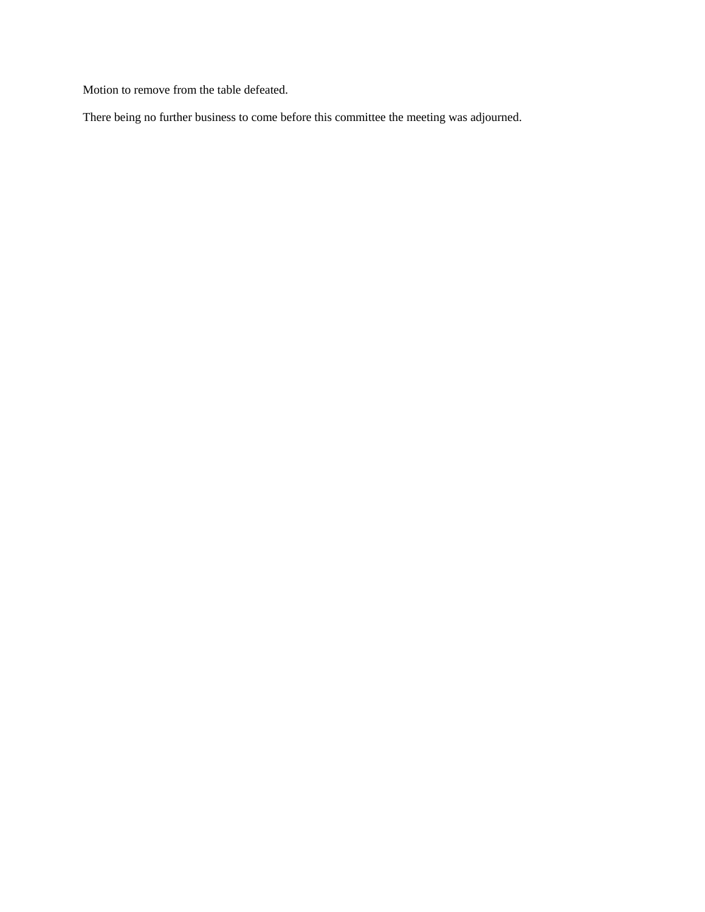Motion to remove from the table defeated.

There being no further business to come before this committee the meeting was adjourned.